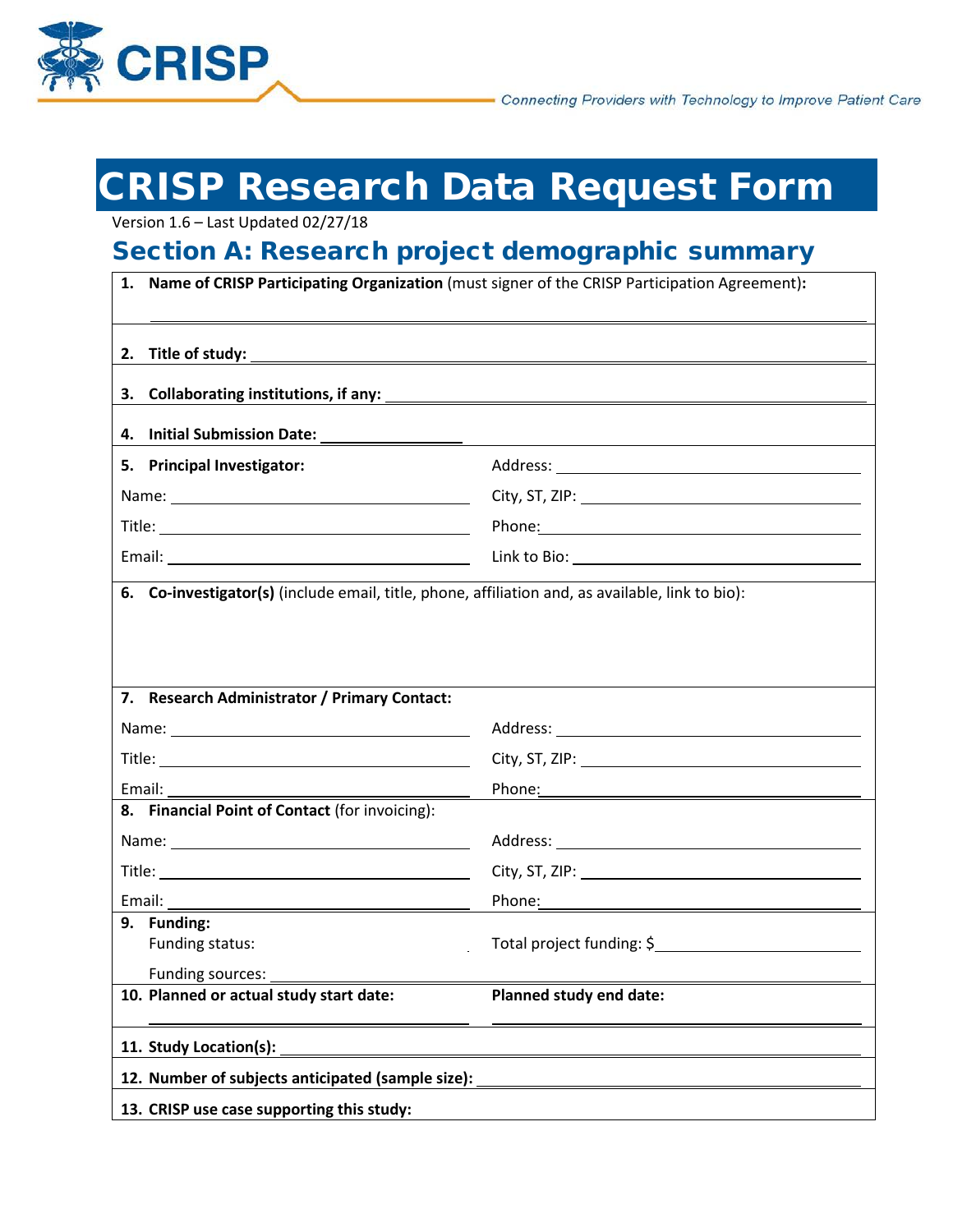CRISP

*Connecting Providers with Technology to Improve Patient Care*

# CRISP Research Data Request Form

Version 1.6 – Last Updated 02/27/18

## Section A: Research project demographic summary

**1. Name of CRISP Participating Organization** (must signer of the CRISP Participation Agreement)**:**

______________________________________________________________________

**2. Title of study:** ______________________________________________________________________

**3. Collaborating institutions, if any:** ______________________________________________________________________

**4. Initial Submission Date:** ____________________

**5. Principal Investigator:**

Name: ______________________

Title: ______________________

Email: ______________________

Address: ______________________

City, ST, ZIP: ______________________

Phone: ______________________

Link to Bio: ______________________

**6. Co-investigator(s)** (include email, title, phone, affiliation and, as available, link to bio):

**7. Research Administrator / Primary Contact:**

Name: ______________________

Title: ______________________

Email: ______________________

Address: ______________________

City, ST, ZIP: ______________________

Phone: ______________________

**8. Financial Point of Contact** (for invoicing):

Name: ______________________

Title: ______________________

Email: ______________________

Address: ______________________

City, ST, ZIP: ______________________

Phone: ______________________

**9. Funding:**

Funding status:

Total project funding: $______________________

Funding sources: ______________________

**10. Planned or actual study start date:** ______________________

**Planned study end date:** ______________________

**11. Study Location(s):** ______________________________________________________________________

**12. Number of subjects anticipated (sample size):** ______________________________________________________________________

**13. CRISP use case supporting this study:**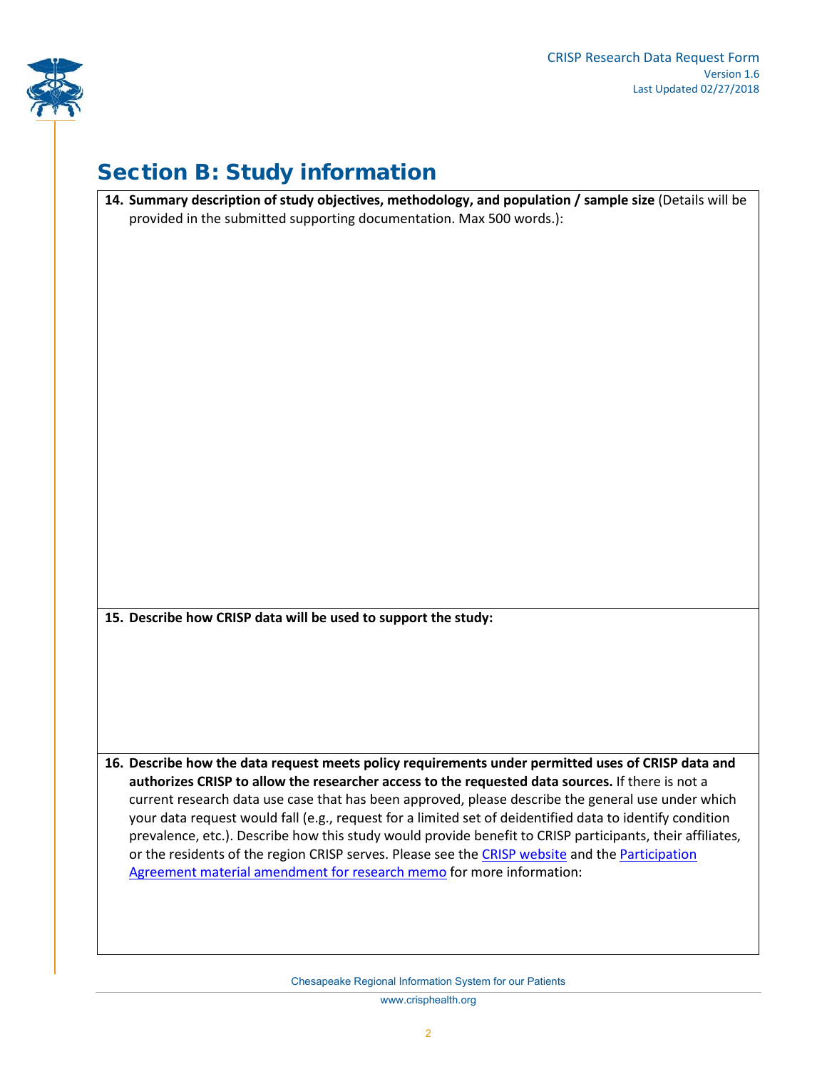## Section B: Study information

**14. Summary description of study objectives, methodology, and population / sample size** (Details will be provided in the submitted supporting documentation. Max 500 words.):

**15. Describe how CRISP data will be used to support the study:**

**16. Describe how the data request meets policy requirements under permitted uses of CRISP data and authorizes CRISP to allow the researcher access to the requested data sources.** If there is not a current research data use case that has been approved, please describe the general use under which your data request would fall (e.g., request for a limited set of deidentified data to identify condition prevalence, etc.). Describe how this study would provide benefit to CRISP participants, their affiliates, or the residents of the region CRISP serves. Please see the CRISP website and the Participation Agreement material amendment for research memo for more information: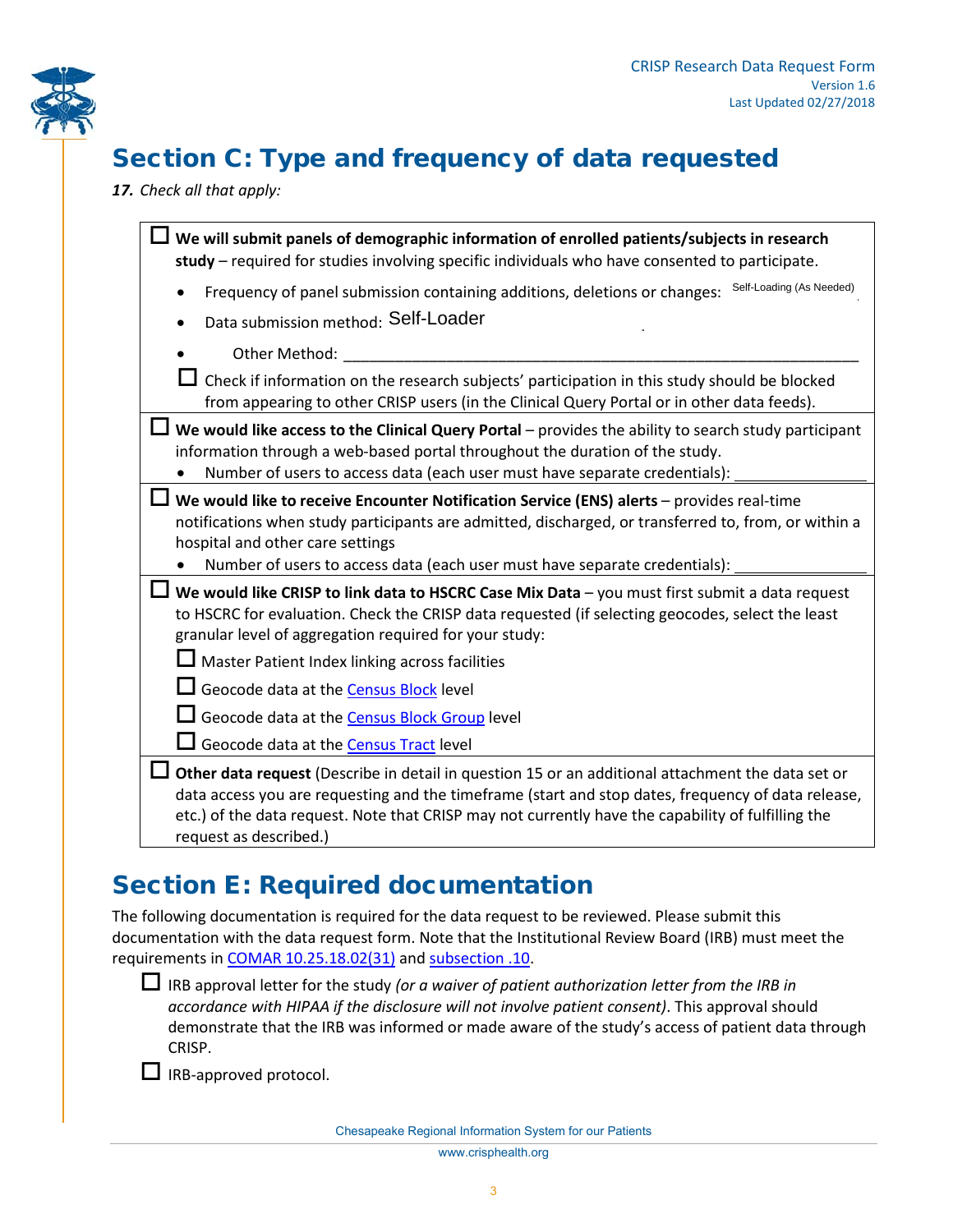# Section C: Type and frequency of data requested

***17.*** *Check all that apply:*

☐ **We will submit panels of demographic information of enrolled patients/subjects in research study** – required for studies involving specific individuals who have consented to participate.

- Frequency of panel submission containing additions, deletions or changes: Self-Loading (As Needed)
- Data submission method: Self-Loader
- Other Method: ______________________________________________________________

☐ Check if information on the research subjects' participation in this study should be blocked from appearing to other CRISP users (in the Clinical Query Portal or in other data feeds).

☐ **We would like access to the Clinical Query Portal** – provides the ability to search study participant information through a web-based portal throughout the duration of the study.

- Number of users to access data (each user must have separate credentials): _______________

☐ **We would like to receive Encounter Notification Service (ENS) alerts** – provides real-time notifications when study participants are admitted, discharged, or transferred to, from, or within a hospital and other care settings

- Number of users to access data (each user must have separate credentials): _______________

☐ **We would like CRISP to link data to HSCRC Case Mix Data** – you must first submit a data request to HSCRC for evaluation. Check the CRISP data requested (if selecting geocodes, select the least granular level of aggregation required for your study:

☐ Master Patient Index linking across facilities

☐ Geocode data at the Census Block level

☐ Geocode data at the Census Block Group level

☐ Geocode data at the Census Tract level

☐ **Other data request** (Describe in detail in question 15 or an additional attachment the data set or data access you are requesting and the timeframe (start and stop dates, frequency of data release, etc.) of the data request. Note that CRISP may not currently have the capability of fulfilling the request as described.)

# Section E: Required documentation

The following documentation is required for the data request to be reviewed. Please submit this documentation with the data request form. Note that the Institutional Review Board (IRB) must meet the requirements in COMAR 10.25.18.02(31) and subsection .10.

☐ IRB approval letter for the study *(or a waiver of patient authorization letter from the IRB in accordance with HIPAA if the disclosure will not involve patient consent)*. This approval should demonstrate that the IRB was informed or made aware of the study's access of patient data through CRISP.

☐ IRB-approved protocol.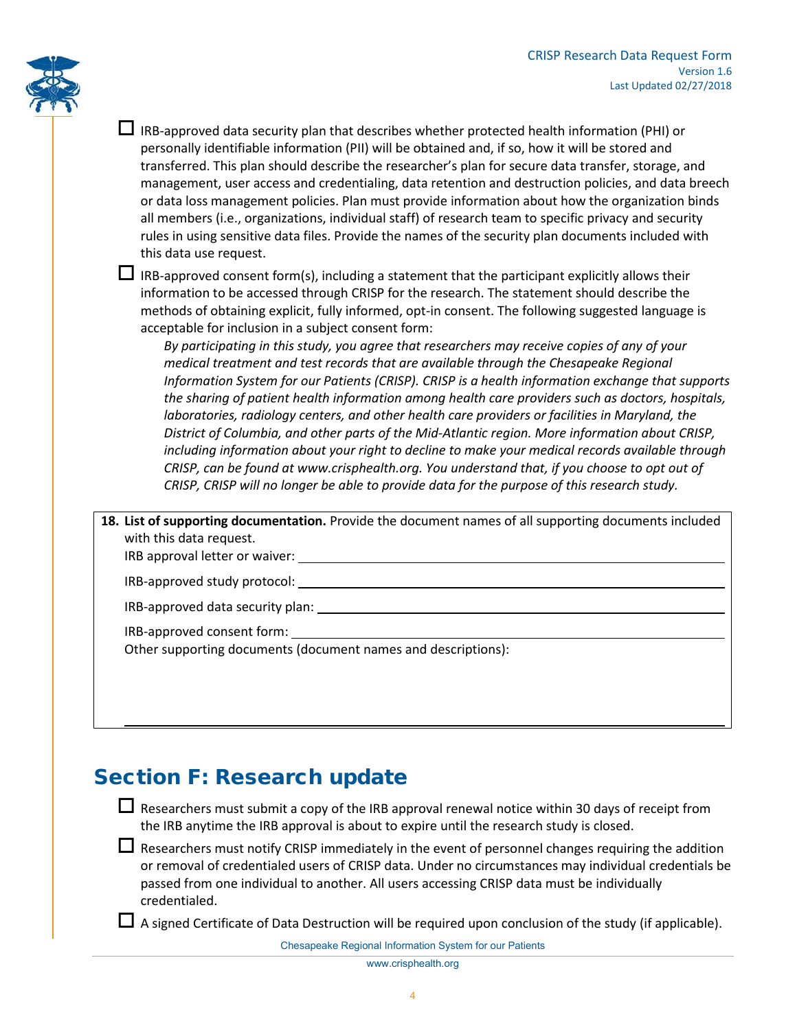- ☐ IRB-approved data security plan that describes whether protected health information (PHI) or personally identifiable information (PII) will be obtained and, if so, how it will be stored and transferred. This plan should describe the researcher's plan for secure data transfer, storage, and management, user access and credentialing, data retention and destruction policies, and data breech or data loss management policies. Plan must provide information about how the organization binds all members (i.e., organizations, individual staff) of research team to specific privacy and security rules in using sensitive data files. Provide the names of the security plan documents included with this data use request.
- ☐ IRB-approved consent form(s), including a statement that the participant explicitly allows their information to be accessed through CRISP for the research. The statement should describe the methods of obtaining explicit, fully informed, opt-in consent. The following suggested language is acceptable for inclusion in a subject consent form:

  *By participating in this study, you agree that researchers may receive copies of any of your medical treatment and test records that are available through the Chesapeake Regional Information System for our Patients (CRISP). CRISP is a health information exchange that supports the sharing of patient health information among health care providers such as doctors, hospitals, laboratories, radiology centers, and other health care providers or facilities in Maryland, the District of Columbia, and other parts of the Mid-Atlantic region. More information about CRISP, including information about your right to decline to make your medical records available through CRISP, can be found at www.crisphealth.org. You understand that, if you choose to opt out of CRISP, CRISP will no longer be able to provide data for the purpose of this research study.*

**18. List of supporting documentation.** Provide the document names of all supporting documents included with this data request.

IRB approval letter or waiver: ______________________________

IRB-approved study protocol: ______________________________

IRB-approved data security plan: ______________________________

IRB-approved consent form: ______________________________

Other supporting documents (document names and descriptions):

______________________________

## Section F: Research update

- ☐ Researchers must submit a copy of the IRB approval renewal notice within 30 days of receipt from the IRB anytime the IRB approval is about to expire until the research study is closed.
- ☐ Researchers must notify CRISP immediately in the event of personnel changes requiring the addition or removal of credentialed users of CRISP data. Under no circumstances may individual credentials be passed from one individual to another. All users accessing CRISP data must be individually credentialed.
- ☐ A signed Certificate of Data Destruction will be required upon conclusion of the study (if applicable).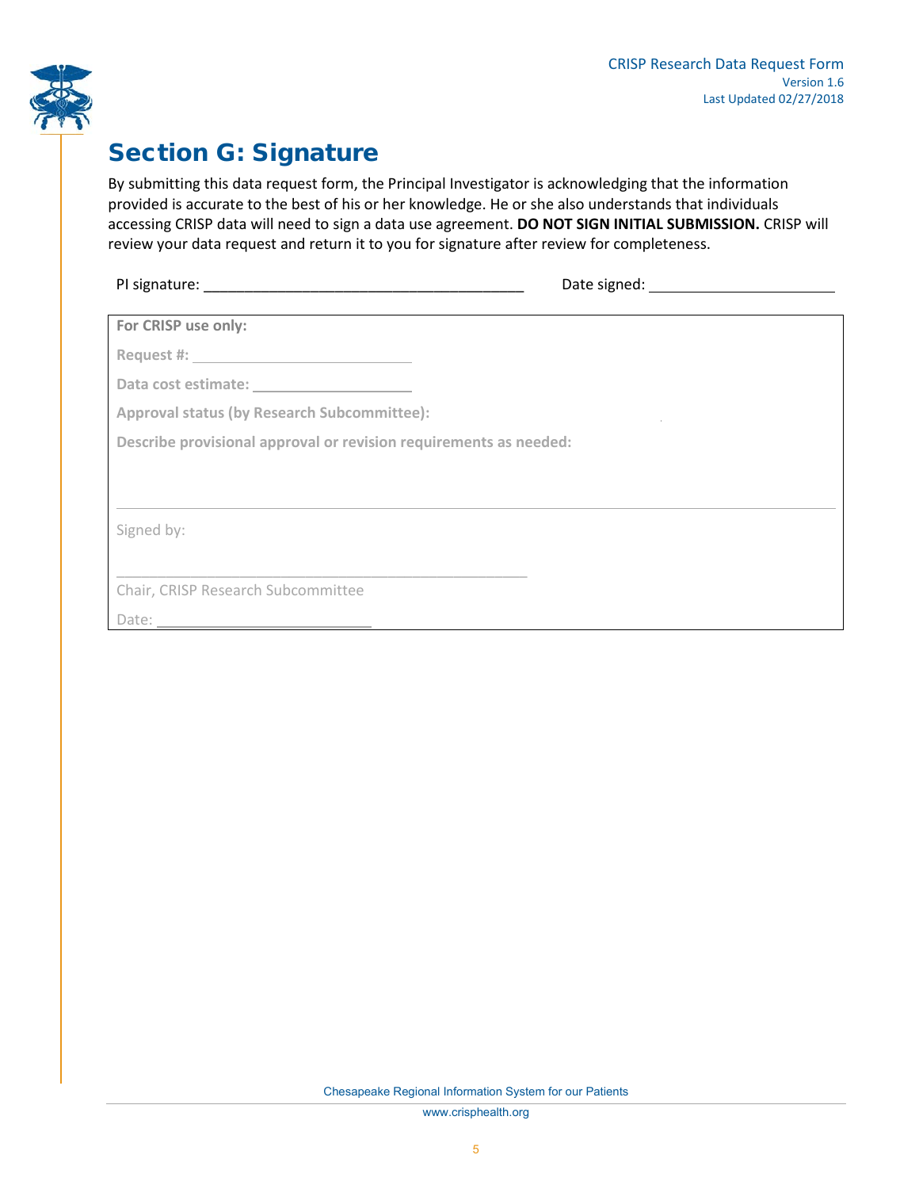## Section G: Signature

By submitting this data request form, the Principal Investigator is acknowledging that the information provided is accurate to the best of his or her knowledge. He or she also understands that individuals accessing CRISP data will need to sign a data use agreement. **DO NOT SIGN INITIAL SUBMISSION.** CRISP will review your data request and return it to you for signature after review for completeness.

PI signature: ________________________________________ Date signed: _______________________

**For CRISP use only:**

**Request #:** ___________________________

**Data cost estimate:** ___________________

**Approval status (by Research Subcommittee):**

**Describe provisional approval or revision requirements as needed:**

_______________________________________________________________________________________

Signed by:

__________________________________________________

Chair, CRISP Research Subcommittee

Date: ___________________________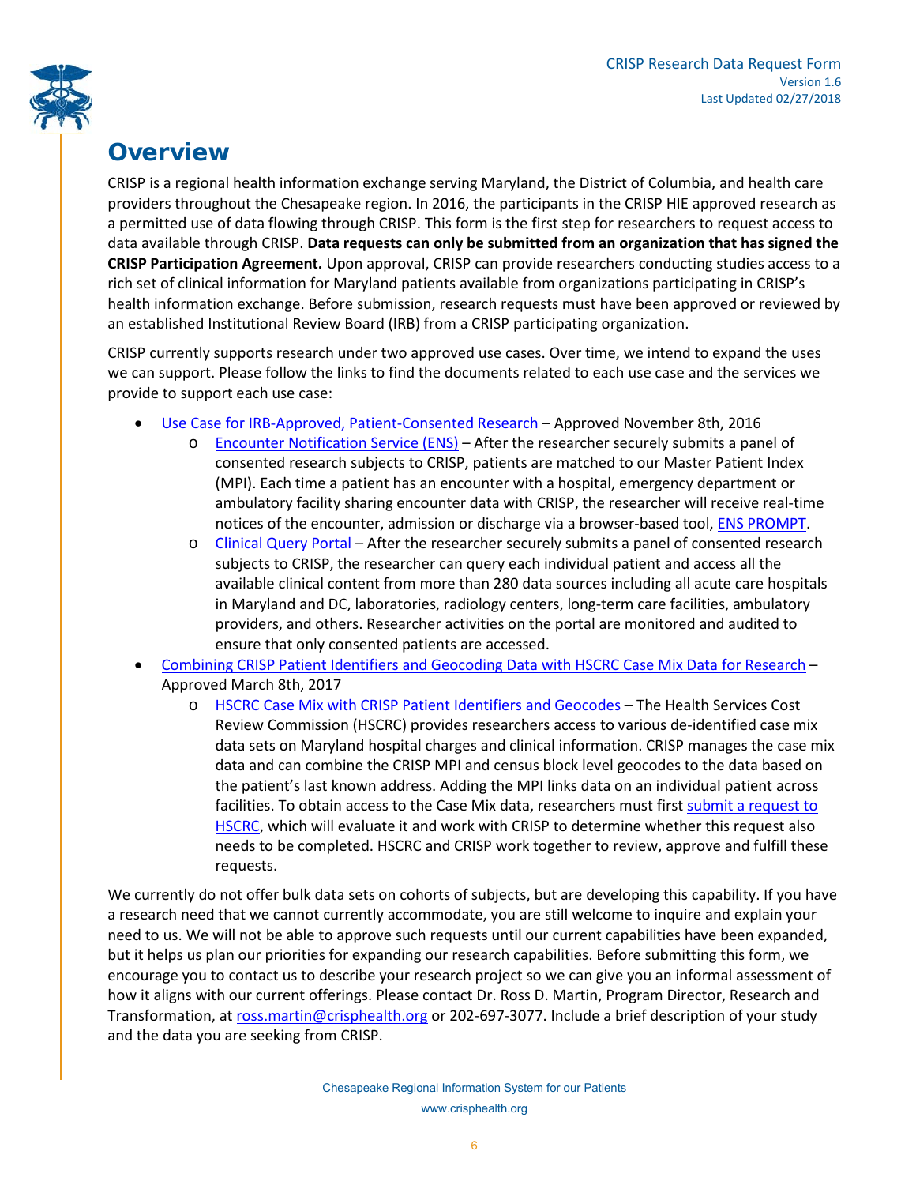# Overview

CRISP is a regional health information exchange serving Maryland, the District of Columbia, and health care providers throughout the Chesapeake region. In 2016, the participants in the CRISP HIE approved research as a permitted use of data flowing through CRISP. This form is the first step for researchers to request access to data available through CRISP. **Data requests can only be submitted from an organization that has signed the CRISP Participation Agreement.** Upon approval, CRISP can provide researchers conducting studies access to a rich set of clinical information for Maryland patients available from organizations participating in CRISP's health information exchange. Before submission, research requests must have been approved or reviewed by an established Institutional Review Board (IRB) from a CRISP participating organization.

CRISP currently supports research under two approved use cases. Over time, we intend to expand the uses we can support. Please follow the links to find the documents related to each use case and the services we provide to support each use case:

- Use Case for IRB-Approved, Patient-Consented Research – Approved November 8th, 2016
  - Encounter Notification Service (ENS) – After the researcher securely submits a panel of consented research subjects to CRISP, patients are matched to our Master Patient Index (MPI). Each time a patient has an encounter with a hospital, emergency department or ambulatory facility sharing encounter data with CRISP, the researcher will receive real-time notices of the encounter, admission or discharge via a browser-based tool, ENS PROMPT.
  - Clinical Query Portal – After the researcher securely submits a panel of consented research subjects to CRISP, the researcher can query each individual patient and access all the available clinical content from more than 280 data sources including all acute care hospitals in Maryland and DC, laboratories, radiology centers, long-term care facilities, ambulatory providers, and others. Researcher activities on the portal are monitored and audited to ensure that only consented patients are accessed.
- Combining CRISP Patient Identifiers and Geocoding Data with HSCRC Case Mix Data for Research – Approved March 8th, 2017
  - HSCRC Case Mix with CRISP Patient Identifiers and Geocodes – The Health Services Cost Review Commission (HSCRC) provides researchers access to various de-identified case mix data sets on Maryland hospital charges and clinical information. CRISP manages the case mix data and can combine the CRISP MPI and census block level geocodes to the data based on the patient's last known address. Adding the MPI links data on an individual patient across facilities. To obtain access to the Case Mix data, researchers must first submit a request to HSCRC, which will evaluate it and work with CRISP to determine whether this request also needs to be completed. HSCRC and CRISP work together to review, approve and fulfill these requests.

We currently do not offer bulk data sets on cohorts of subjects, but are developing this capability. If you have a research need that we cannot currently accommodate, you are still welcome to inquire and explain your need to us. We will not be able to approve such requests until our current capabilities have been expanded, but it helps us plan our priorities for expanding our research capabilities. Before submitting this form, we encourage you to contact us to describe your research project so we can give you an informal assessment of how it aligns with our current offerings. Please contact Dr. Ross D. Martin, Program Director, Research and Transformation, at ross.martin@crisphealth.org or 202-697-3077. Include a brief description of your study and the data you are seeking from CRISP.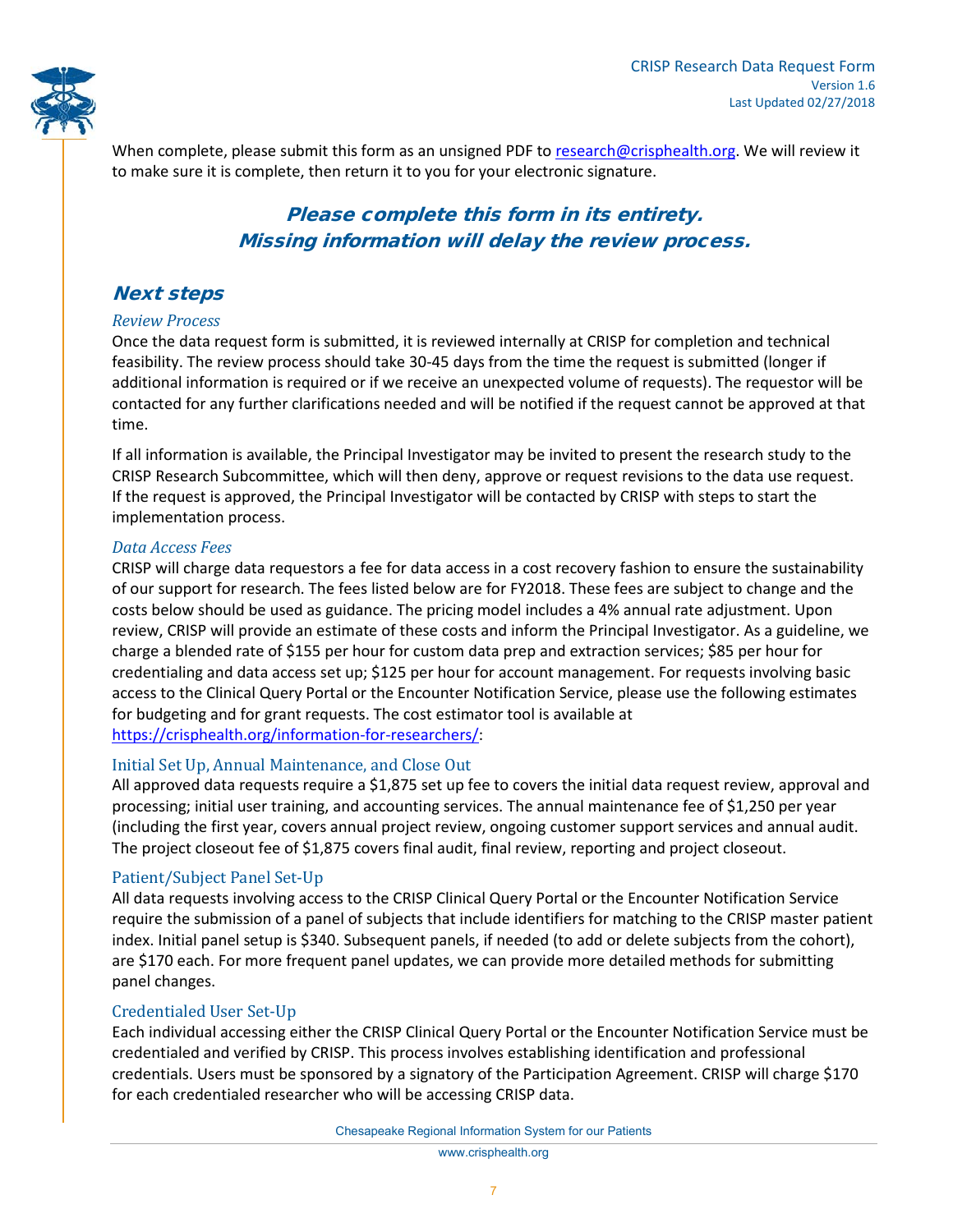When complete, please submit this form as an unsigned PDF to [research@crisphealth.org](mailto:research@crisphealth.org). We will review it to make sure it is complete, then return it to you for your electronic signature.

***Please complete this form in its entirety.***
***Missing information will delay the review process.***

## *Next steps*

### *Review Process*

Once the data request form is submitted, it is reviewed internally at CRISP for completion and technical feasibility. The review process should take 30-45 days from the time the request is submitted (longer if additional information is required or if we receive an unexpected volume of requests). The requestor will be contacted for any further clarifications needed and will be notified if the request cannot be approved at that time.

If all information is available, the Principal Investigator may be invited to present the research study to the CRISP Research Subcommittee, which will then deny, approve or request revisions to the data use request. If the request is approved, the Principal Investigator will be contacted by CRISP with steps to start the implementation process.

### *Data Access Fees*

CRISP will charge data requestors a fee for data access in a cost recovery fashion to ensure the sustainability of our support for research. The fees listed below are for FY2018. These fees are subject to change and the costs below should be used as guidance. The pricing model includes a 4% annual rate adjustment. Upon review, CRISP will provide an estimate of these costs and inform the Principal Investigator. As a guideline, we charge a blended rate of $155 per hour for custom data prep and extraction services; $85 per hour for credentialing and data access set up; $125 per hour for account management. For requests involving basic access to the Clinical Query Portal or the Encounter Notification Service, please use the following estimates for budgeting and for grant requests. The cost estimator tool is available at [https://crisphealth.org/information-for-researchers/](https://crisphealth.org/information-for-researchers/):

### Initial Set Up, Annual Maintenance, and Close Out

All approved data requests require a $1,875 set up fee to covers the initial data request review, approval and processing; initial user training, and accounting services. The annual maintenance fee of $1,250 per year (including the first year, covers annual project review, ongoing customer support services and annual audit. The project closeout fee of $1,875 covers final audit, final review, reporting and project closeout.

### Patient/Subject Panel Set-Up

All data requests involving access to the CRISP Clinical Query Portal or the Encounter Notification Service require the submission of a panel of subjects that include identifiers for matching to the CRISP master patient index. Initial panel setup is $340. Subsequent panels, if needed (to add or delete subjects from the cohort), are $170 each. For more frequent panel updates, we can provide more detailed methods for submitting panel changes.

### Credentialed User Set-Up

Each individual accessing either the CRISP Clinical Query Portal or the Encounter Notification Service must be credentialed and verified by CRISP. This process involves establishing identification and professional credentials. Users must be sponsored by a signatory of the Participation Agreement. CRISP will charge $170 for each credentialed researcher who will be accessing CRISP data.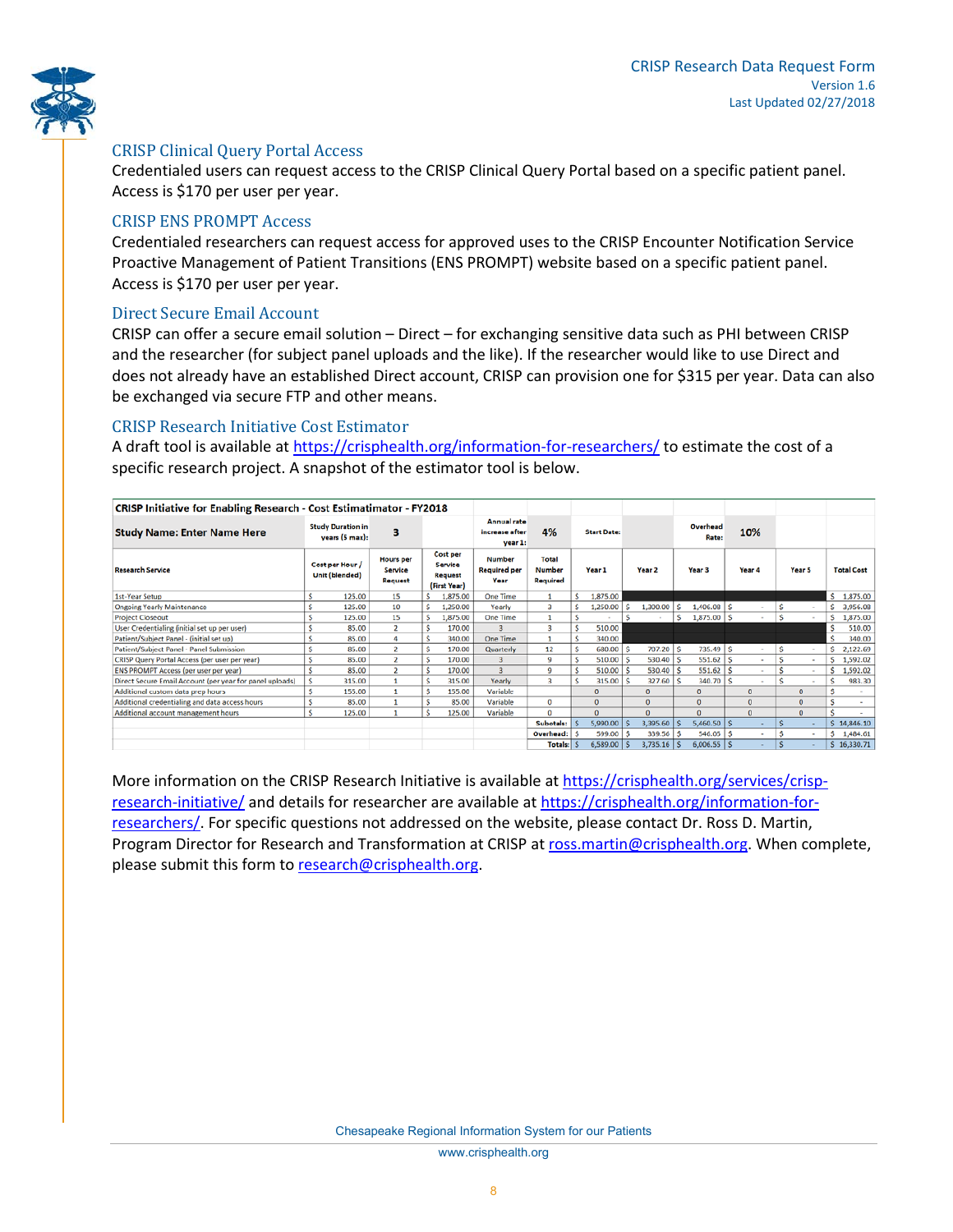## CRISP Clinical Query Portal Access

Credentialed users can request access to the CRISP Clinical Query Portal based on a specific patient panel. Access is $170 per user per year.

## CRISP ENS PROMPT Access

Credentialed researchers can request access for approved uses to the CRISP Encounter Notification Service Proactive Management of Patient Transitions (ENS PROMPT) website based on a specific patient panel. Access is $170 per user per year.

## Direct Secure Email Account

CRISP can offer a secure email solution – Direct – for exchanging sensitive data such as PHI between CRISP and the researcher (for subject panel uploads and the like). If the researcher would like to use Direct and does not already have an established Direct account, CRISP can provision one for $315 per year. Data can also be exchanged via secure FTP and other means.

## CRISP Research Initiative Cost Estimator

A draft tool is available at https://crisphealth.org/information-for-researchers/ to estimate the cost of a specific research project. A snapshot of the estimator tool is below.

| CRISP Initiative for Enabling Research - Cost Estimatimator - FY2018 | | | | | | | | | | | |
|---|---|---|---|---|---|---|---|---|---|---|---|
| Study Name: Enter Name Here | Study Duration in years (5 max): | 3 | | Annual rate increase after year 1: | 4% | Start Date: | | Overhead Rate: | 10% | | |
| Research Service | Cost per Hour / Unit (blended) | Hours per Service Request | Cost per Service Request (First Year) | Number Required per Year | Total Number Required | Year 1 | Year 2 | Year 3 | Year 4 | Year 5 | Total Cost |
| 1st-Year Setup | $ 125.00 | 15 | $ 1,875.00 | One Time | 1 | $ 1,875.00 | | | | | $ 1,875.00 |
| Ongoing Yearly Maintenance | $ 125.00 | 10 | $ 1,250.00 | Yearly | 3 | $ 1,250.00 | $ 1,300.00 | $ 1,406.08 | $ - | $ - | $ 3,956.08 |
| Project Closeout | $ 125.00 | 15 | $ 1,875.00 | One Time | 1 | $ - | $ - | $ 1,875.00 | $ - | $ - | $ 1,875.00 |
| User Credentialing (initial set up per user) | $ 85.00 | 2 | $ 170.00 | 3 | 3 | $ 510.00 | | | | | $ 510.00 |
| Patient/Subject Panel - (initial set up) | $ 85.00 | 4 | $ 340.00 | One Time | 1 | $ 340.00 | | | | | $ 340.00 |
| Patient/Subject Panel - Panel Submission | $ 85.00 | 2 | $ 170.00 | Quarterly | 12 | $ 680.00 | $ 707.20 | $ 735.49 | $ - | $ - | $ 2,122.69 |
| CRISP Query Portal Access (per user per year) | $ 85.00 | 2 | $ 170.00 | 3 | 9 | $ 510.00 | $ 530.40 | $ 551.62 | $ - | $ - | $ 1,592.02 |
| ENS PROMPT Access (per user per year) | $ 85.00 | 2 | $ 170.00 | 3 | 9 | $ 510.00 | $ 530.40 | $ 551.62 | $ - | $ - | $ 1,592.02 |
| Direct Secure Email Account (per year for panel uploads) | $ 315.00 | 1 | $ 315.00 | Yearly | 3 | $ 315.00 | $ 327.60 | $ 340.70 | $ - | $ - | $ 983.30 |
| Additional custom data prep hours | $ 155.00 | 1 | $ 155.00 | Variable | | 0 | 0 | 0 | 0 | 0 | $ - |
| Additional credentialing and data access hours | $ 85.00 | 1 | $ 85.00 | Variable | 0 | 0 | 0 | 0 | 0 | 0 | $ - |
| Additional account management hours | $ 125.00 | 1 | $ 125.00 | Variable | 0 | 0 | 0 | 0 | 0 | 0 | $ - |
| | | | | | Subtotals: | $ 5,990.00 | $ 3,395.60 | $ 5,460.50 | $ - | $ - | $ 14,846.10 |
| | | | | | Overhead: | $ 599.00 | $ 339.56 | $ 546.05 | $ - | $ - | $ 1,484.61 |
| | | | | | Totals: | $ 6,589.00 | $ 3,735.16 | $ 6,006.55 | $ - | $ - | $ 16,330.71 |

More information on the CRISP Research Initiative is available at https://crisphealth.org/services/crisp-research-initiative/ and details for researcher are available at https://crisphealth.org/information-for-researchers/. For specific questions not addressed on the website, please contact Dr. Ross D. Martin, Program Director for Research and Transformation at CRISP at ross.martin@crisphealth.org. When complete, please submit this form to research@crisphealth.org.